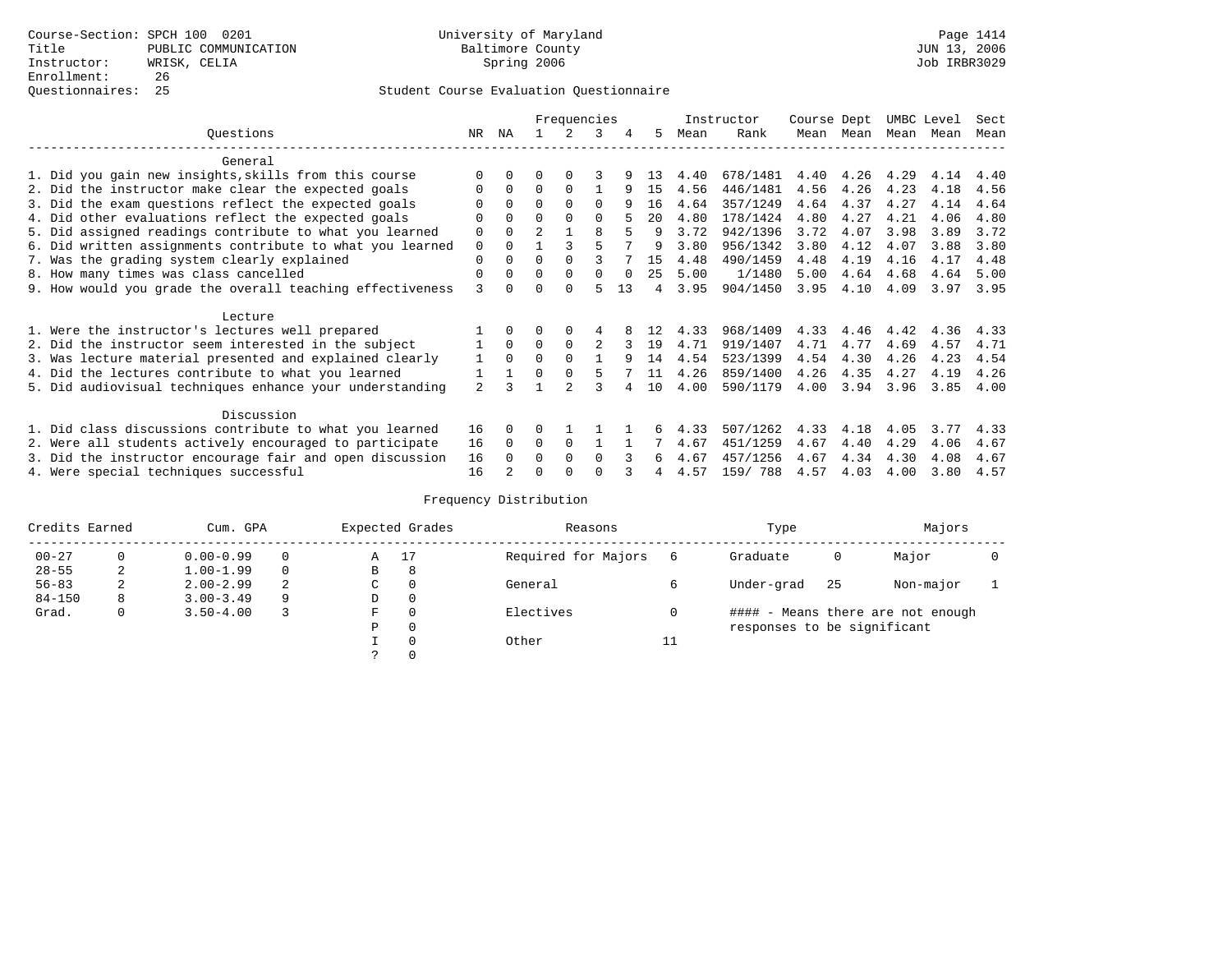Course-Section: SPCH 100 0201
Title: PUBLIC COMMUNICATION
Instructor: WRISK, CELIA
Enrollment: 26
Questionnaires: 25

University of Maryland
Baltimore County
Spring 2006

Page 1414
JUN 13, 2006
Job IRBR3029

## Student Course Evaluation Questionnaire

| Questions | NR | NA | 1 | 2 | 3 | 4 | 5 | Instructor Mean | Rank | Course Mean | Dept Mean | UMBC Mean | Level Mean | Sect Mean |
|---|---|---|---|---|---|---|---|---|---|---|---|---|---|---|
| **General** | | | | | | | | | | | | | | |
| 1. Did you gain new insights,skills from this course | 0 | 0 | 0 | 0 | 3 | 9 | 13 | 4.40 | 678/1481 | 4.40 | 4.26 | 4.29 | 4.14 | 4.40 |
| 2. Did the instructor make clear the expected goals | 0 | 0 | 0 | 0 | 1 | 9 | 15 | 4.56 | 446/1481 | 4.56 | 4.26 | 4.23 | 4.18 | 4.56 |
| 3. Did the exam questions reflect the expected goals | 0 | 0 | 0 | 0 | 0 | 9 | 16 | 4.64 | 357/1249 | 4.64 | 4.37 | 4.27 | 4.14 | 4.64 |
| 4. Did other evaluations reflect the expected goals | 0 | 0 | 0 | 0 | 0 | 5 | 20 | 4.80 | 178/1424 | 4.80 | 4.27 | 4.21 | 4.06 | 4.80 |
| 5. Did assigned readings contribute to what you learned | 0 | 0 | 2 | 1 | 8 | 5 | 9 | 3.72 | 942/1396 | 3.72 | 4.07 | 3.98 | 3.89 | 3.72 |
| 6. Did written assignments contribute to what you learned | 0 | 0 | 1 | 3 | 5 | 7 | 9 | 3.80 | 956/1342 | 3.80 | 4.12 | 4.07 | 3.88 | 3.80 |
| 7. Was the grading system clearly explained | 0 | 0 | 0 | 0 | 3 | 7 | 15 | 4.48 | 490/1459 | 4.48 | 4.19 | 4.16 | 4.17 | 4.48 |
| 8. How many times was class cancelled | 0 | 0 | 0 | 0 | 0 | 0 | 25 | 5.00 | 1/1480 | 5.00 | 4.64 | 4.68 | 4.64 | 5.00 |
| 9. How would you grade the overall teaching effectiveness | 3 | 0 | 0 | 0 | 5 | 13 | 4 | 3.95 | 904/1450 | 3.95 | 4.10 | 4.09 | 3.97 | 3.95 |
| **Lecture** | | | | | | | | | | | | | | |
| 1. Were the instructor's lectures well prepared | 1 | 0 | 0 | 0 | 4 | 8 | 12 | 4.33 | 968/1409 | 4.33 | 4.46 | 4.42 | 4.36 | 4.33 |
| 2. Did the instructor seem interested in the subject | 1 | 0 | 0 | 0 | 2 | 3 | 19 | 4.71 | 919/1407 | 4.71 | 4.77 | 4.69 | 4.57 | 4.71 |
| 3. Was lecture material presented and explained clearly | 1 | 0 | 0 | 0 | 1 | 9 | 14 | 4.54 | 523/1399 | 4.54 | 4.30 | 4.26 | 4.23 | 4.54 |
| 4. Did the lectures contribute to what you learned | 1 | 1 | 0 | 0 | 5 | 7 | 11 | 4.26 | 859/1400 | 4.26 | 4.35 | 4.27 | 4.19 | 4.26 |
| 5. Did audiovisual techniques enhance your understanding | 2 | 3 | 1 | 2 | 3 | 4 | 10 | 4.00 | 590/1179 | 4.00 | 3.94 | 3.96 | 3.85 | 4.00 |
| **Discussion** | | | | | | | | | | | | | | |
| 1. Did class discussions contribute to what you learned | 16 | 0 | 0 | 1 | 1 | 1 | 6 | 4.33 | 507/1262 | 4.33 | 4.18 | 4.05 | 3.77 | 4.33 |
| 2. Were all students actively encouraged to participate | 16 | 0 | 0 | 0 | 1 | 1 | 7 | 4.67 | 451/1259 | 4.67 | 4.40 | 4.29 | 4.06 | 4.67 |
| 3. Did the instructor encourage fair and open discussion | 16 | 0 | 0 | 0 | 0 | 3 | 6 | 4.67 | 457/1256 | 4.67 | 4.34 | 4.30 | 4.08 | 4.67 |
| 4. Were special techniques successful | 16 | 2 | 0 | 0 | 0 | 3 | 4 | 4.57 | 159/ 788 | 4.57 | 4.03 | 4.00 | 3.80 | 4.57 |

## Frequency Distribution

| Credits Earned | | Cum. GPA | | Expected Grades | | Reasons | | Type | | Majors | |
|---|---|---|---|---|---|---|---|---|---|---|---|
| 00-27 | 0 | 0.00-0.99 | 0 | A | 17 | Required for Majors | 6 | Graduate | 0 | Major | 0 |
| 28-55 | 2 | 1.00-1.99 | 0 | B | 8 | | | | | | |
| 56-83 | 2 | 2.00-2.99 | 2 | C | 0 | General | 6 | Under-grad | 25 | Non-major | 1 |
| 84-150 | 8 | 3.00-3.49 | 9 | D | 0 | | | | | | |
| Grad. | 0 | 3.50-4.00 | 3 | F | 0 | Electives | 0 | | | | |
| | | | | P | 0 | | | | | | |
| | | | | I | 0 | Other | 11 | | | | |
| | | | | ? | 0 | | | | | | |

#### - Means there are not enough responses to be significant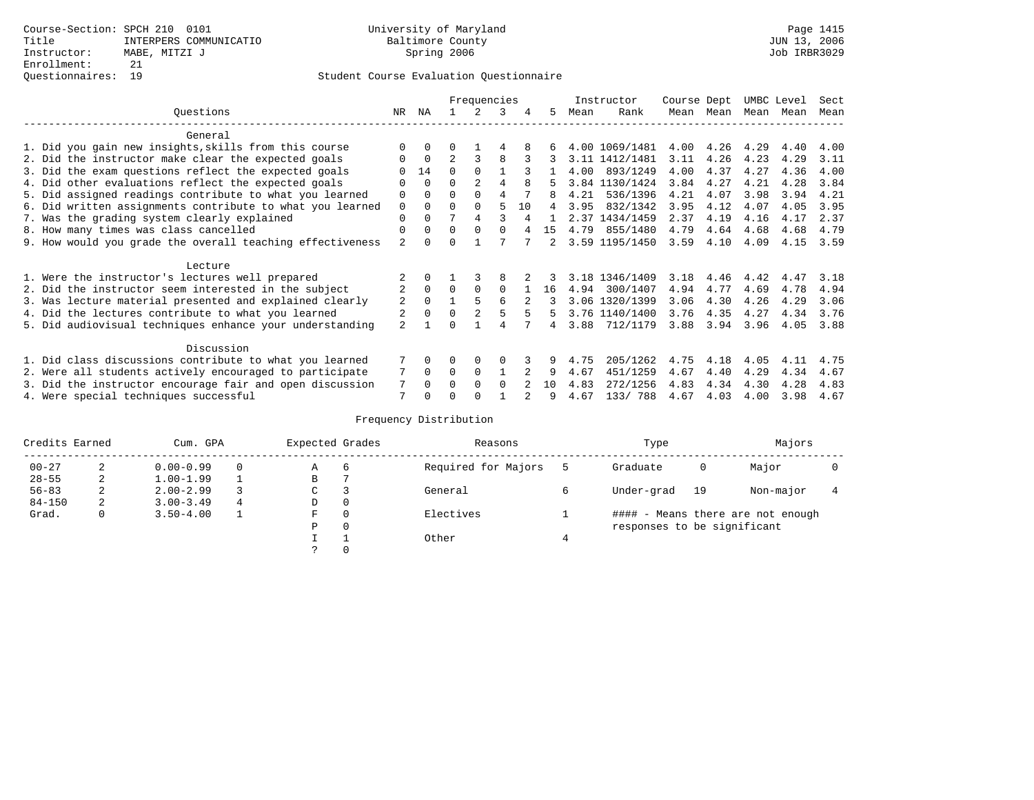Course-Section: SPCH 210 0101
Title: INTERPERS COMMUNICATIO
Instructor: MABE, MITZI J
Enrollment: 21
Questionnaires: 19

University of Maryland
Baltimore County
Spring 2006

Page 1415
JUN 13, 2006
Job IRBR3029

## Student Course Evaluation Questionnaire

| Questions | NR | NA | 1 | 2 | 3 | 4 | 5 | Instructor Mean | Instructor Rank | Course Mean | Dept Mean | UMBC Mean | Level Mean | Sect Mean |
|---|---|---|---|---|---|---|---|---|---|---|---|---|---|---|
| **General** | | | | | | | | | | | | | | |
| 1. Did you gain new insights,skills from this course | 0 | 0 | 0 | 1 | 4 | 8 | 6 | 4.00 | 1069/1481 | 4.00 | 4.26 | 4.29 | 4.40 | 4.00 |
| 2. Did the instructor make clear the expected goals | 0 | 0 | 2 | 3 | 8 | 3 | 3 | 3.11 | 1412/1481 | 3.11 | 4.26 | 4.23 | 4.29 | 3.11 |
| 3. Did the exam questions reflect the expected goals | 0 | 14 | 0 | 0 | 1 | 3 | 1 | 4.00 | 893/1249 | 4.00 | 4.37 | 4.27 | 4.36 | 4.00 |
| 4. Did other evaluations reflect the expected goals | 0 | 0 | 0 | 2 | 4 | 8 | 5 | 3.84 | 1130/1424 | 3.84 | 4.27 | 4.21 | 4.28 | 3.84 |
| 5. Did assigned readings contribute to what you learned | 0 | 0 | 0 | 0 | 4 | 7 | 8 | 4.21 | 536/1396 | 4.21 | 4.07 | 3.98 | 3.94 | 4.21 |
| 6. Did written assignments contribute to what you learned | 0 | 0 | 0 | 0 | 5 | 10 | 4 | 3.95 | 832/1342 | 3.95 | 4.12 | 4.07 | 4.05 | 3.95 |
| 7. Was the grading system clearly explained | 0 | 0 | 7 | 4 | 3 | 4 | 1 | 2.37 | 1434/1459 | 2.37 | 4.19 | 4.16 | 4.17 | 2.37 |
| 8. How many times was class cancelled | 0 | 0 | 0 | 0 | 0 | 4 | 15 | 4.79 | 855/1480 | 4.79 | 4.64 | 4.68 | 4.68 | 4.79 |
| 9. How would you grade the overall teaching effectiveness | 2 | 0 | 0 | 1 | 7 | 7 | 2 | 3.59 | 1195/1450 | 3.59 | 4.10 | 4.09 | 4.15 | 3.59 |
| **Lecture** | | | | | | | | | | | | | | |
| 1. Were the instructor's lectures well prepared | 2 | 0 | 1 | 3 | 8 | 2 | 3 | 3.18 | 1346/1409 | 3.18 | 4.46 | 4.42 | 4.47 | 3.18 |
| 2. Did the instructor seem interested in the subject | 2 | 0 | 0 | 0 | 0 | 1 | 16 | 4.94 | 300/1407 | 4.94 | 4.77 | 4.69 | 4.78 | 4.94 |
| 3. Was lecture material presented and explained clearly | 2 | 0 | 1 | 5 | 6 | 2 | 3 | 3.06 | 1320/1399 | 3.06 | 4.30 | 4.26 | 4.29 | 3.06 |
| 4. Did the lectures contribute to what you learned | 2 | 0 | 0 | 2 | 5 | 5 | 5 | 3.76 | 1140/1400 | 3.76 | 4.35 | 4.27 | 4.34 | 3.76 |
| 5. Did audiovisual techniques enhance your understanding | 2 | 1 | 0 | 1 | 4 | 7 | 4 | 3.88 | 712/1179 | 3.88 | 3.94 | 3.96 | 4.05 | 3.88 |
| **Discussion** | | | | | | | | | | | | | | |
| 1. Did class discussions contribute to what you learned | 7 | 0 | 0 | 0 | 0 | 3 | 9 | 4.75 | 205/1262 | 4.75 | 4.18 | 4.05 | 4.11 | 4.75 |
| 2. Were all students actively encouraged to participate | 7 | 0 | 0 | 0 | 1 | 2 | 9 | 4.67 | 451/1259 | 4.67 | 4.40 | 4.29 | 4.34 | 4.67 |
| 3. Did the instructor encourage fair and open discussion | 7 | 0 | 0 | 0 | 0 | 2 | 10 | 4.83 | 272/1256 | 4.83 | 4.34 | 4.30 | 4.28 | 4.83 |
| 4. Were special techniques successful | 7 | 0 | 0 | 0 | 1 | 2 | 9 | 4.67 | 133/ 788 | 4.67 | 4.03 | 4.00 | 3.98 | 4.67 |

## Frequency Distribution

| Credits Earned | | Cum. GPA | | Expected Grades | | Reasons | | Type | | Majors | |
|---|---|---|---|---|---|---|---|---|---|---|---|
| 00-27 | 2 | 0.00-0.99 | 0 | A | 6 | Required for Majors | 5 | Graduate | 0 | Major | 0 |
| 28-55 | 2 | 1.00-1.99 | 1 | B | 7 | | | | | | |
| 56-83 | 2 | 2.00-2.99 | 3 | C | 3 | General | 6 | Under-grad | 19 | Non-major | 4 |
| 84-150 | 2 | 3.00-3.49 | 4 | D | 0 | | | | | | |
| Grad. | 0 | 3.50-4.00 | 1 | F | 0 | Electives | 1 | #### - Means there are not enough responses to be significant | | | |
| | | | | P | 0 | | | | | | |
| | | | | I | 1 | Other | 4 | | | | |
| | | | | ? | 0 | | | | | | |